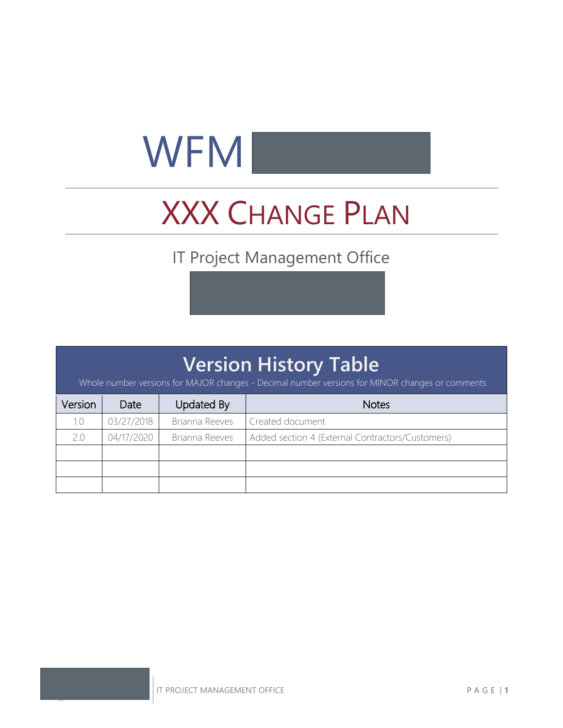# WFM

# XXX Change Plan

IT Project Management Office

## Version History Table

Whole number versions for MAJOR changes - Decimal number versions for MINOR changes or comments

| Version | Date | Updated By | Notes |
|---|---|---|---|
| 1.0 | 03/27/2018 | Brianna Reeves | Created document |
| 2.0 | 04/17/2020 | Brianna Reeves | Added section 4 (External Contractors/Customers) |
| | | | |
| | | | |
| | | | |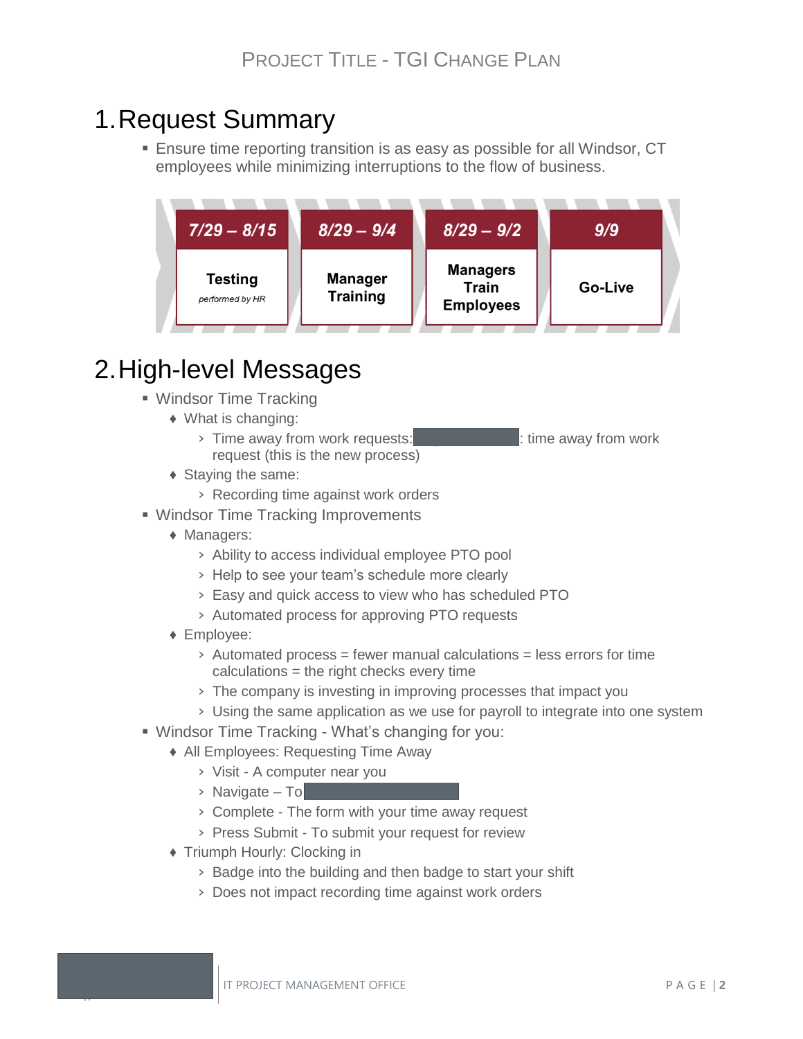# 1. Request Summary

- Ensure time reporting transition is as easy as possible for all Windsor, CT employees while minimizing interruptions to the flow of business.

| 7/29 – 8/15 | 8/29 – 9/4 | 8/29 – 9/2 | 9/9 |
|---|---|---|---|
| **Testing** *performed by HR* | **Manager Training** | **Managers Train Employees** | **Go-Live** |

# 2. High-level Messages

- Windsor Time Tracking
  - What is changing:
    - Time away from work requests: : time away from work request (this is the new process)
  - Staying the same:
    - Recording time against work orders
- Windsor Time Tracking Improvements
  - Managers:
    - Ability to access individual employee PTO pool
    - Help to see your team's schedule more clearly
    - Easy and quick access to view who has scheduled PTO
    - Automated process for approving PTO requests
  - Employee:
    - Automated process = fewer manual calculations = less errors for time calculations = the right checks every time
    - The company is investing in improving processes that impact you
    - Using the same application as we use for payroll to integrate into one system
- Windsor Time Tracking - What's changing for you:
  - All Employees: Requesting Time Away
    - Visit - A computer near you
    - Navigate – To
    - Complete - The form with your time away request
    - Press Submit - To submit your request for review
  - Triumph Hourly: Clocking in
    - Badge into the building and then badge to start your shift
    - Does not impact recording time against work orders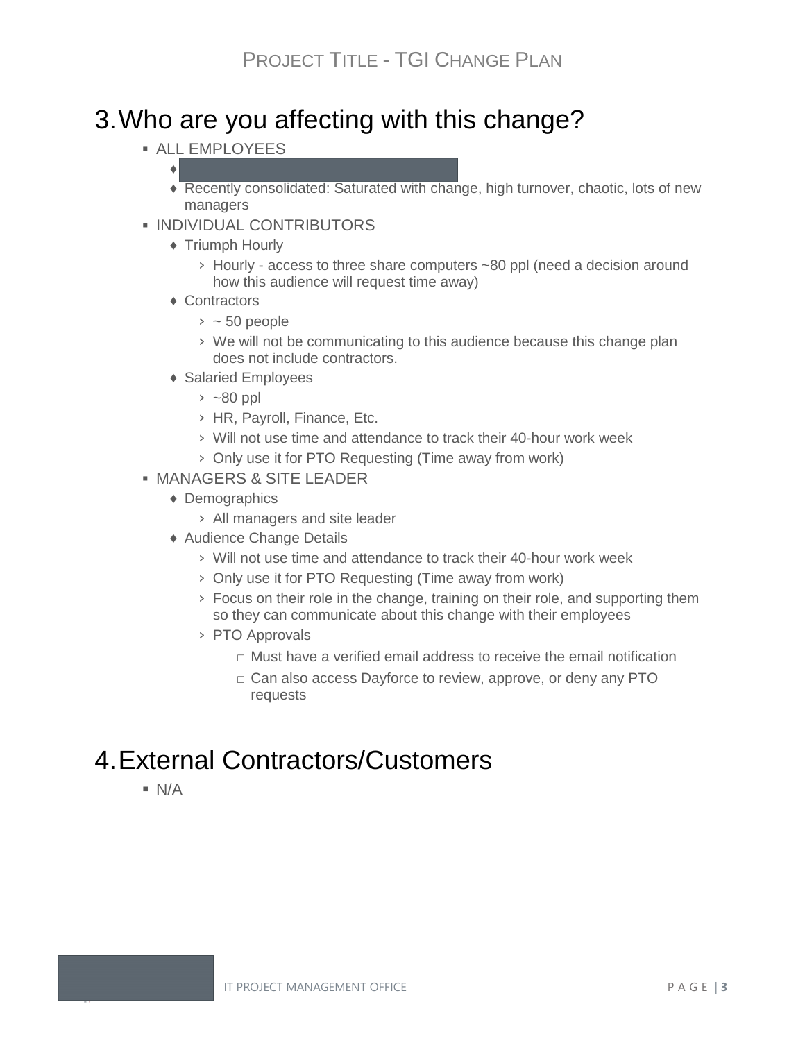# 3. Who are you affecting with this change?

- ALL EMPLOYEES
  - 
  - Recently consolidated: Saturated with change, high turnover, chaotic, lots of new managers
- INDIVIDUAL CONTRIBUTORS
  - Triumph Hourly
    - Hourly - access to three share computers ~80 ppl (need a decision around how this audience will request time away)
  - Contractors
    - ~ 50 people
    - We will not be communicating to this audience because this change plan does not include contractors.
  - Salaried Employees
    - ~80 ppl
    - HR, Payroll, Finance, Etc.
    - Will not use time and attendance to track their 40-hour work week
    - Only use it for PTO Requesting (Time away from work)
- MANAGERS & SITE LEADER
  - Demographics
    - All managers and site leader
  - Audience Change Details
    - Will not use time and attendance to track their 40-hour work week
    - Only use it for PTO Requesting (Time away from work)
    - Focus on their role in the change, training on their role, and supporting them so they can communicate about this change with their employees
    - PTO Approvals
      - Must have a verified email address to receive the email notification
      - Can also access Dayforce to review, approve, or deny any PTO requests

# 4. External Contractors/Customers

- N/A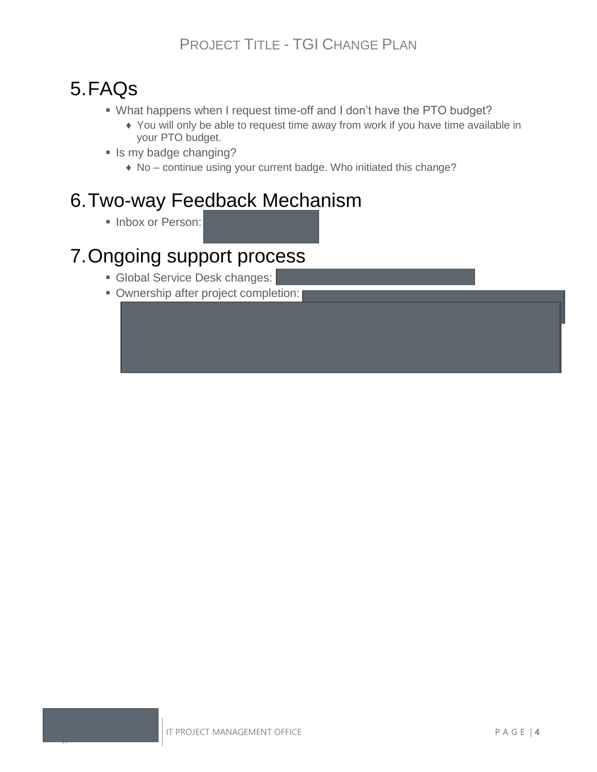# 5. FAQs

- What happens when I request time-off and I don't have the PTO budget?
  - You will only be able to request time away from work if you have time available in your PTO budget.
- Is my badge changing?
  - No – continue using your current badge. Who initiated this change?

# 6. Two-way Feedback Mechanism

- Inbox or Person:

# 7. Ongoing support process

- Global Service Desk changes:
- Ownership after project completion: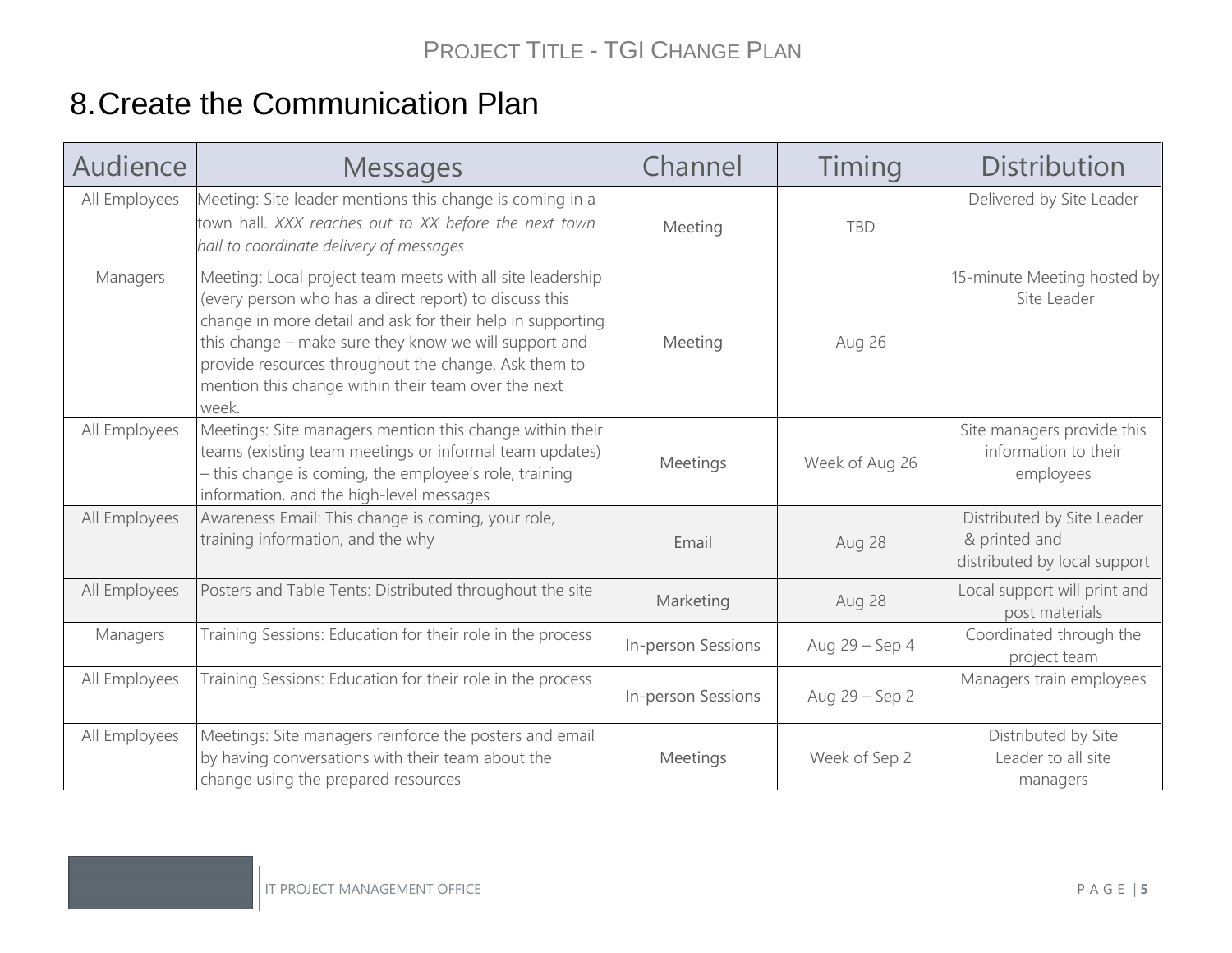# 8. Create the Communication Plan

| Audience | Messages | Channel | Timing | Distribution |
|---|---|---|---|---|
| All Employees | Meeting: Site leader mentions this change is coming in a town hall. *XXX reaches out to XX before the next town hall to coordinate delivery of messages* | Meeting | TBD | Delivered by Site Leader |
| Managers | Meeting: Local project team meets with all site leadership (every person who has a direct report) to discuss this change in more detail and ask for their help in supporting this change – make sure they know we will support and provide resources throughout the change. Ask them to mention this change within their team over the next week. | Meeting | Aug 26 | 15-minute Meeting hosted by Site Leader |
| All Employees | Meetings: Site managers mention this change within their teams (existing team meetings or informal team updates) – this change is coming, the employee's role, training information, and the high-level messages | Meetings | Week of Aug 26 | Site managers provide this information to their employees |
| All Employees | Awareness Email: This change is coming, your role, training information, and the why | Email | Aug 28 | Distributed by Site Leader & printed and distributed by local support |
| All Employees | Posters and Table Tents: Distributed throughout the site | Marketing | Aug 28 | Local support will print and post materials |
| Managers | Training Sessions: Education for their role in the process | In-person Sessions | Aug 29 – Sep 4 | Coordinated through the project team |
| All Employees | Training Sessions: Education for their role in the process | In-person Sessions | Aug 29 – Sep 2 | Managers train employees |
| All Employees | Meetings: Site managers reinforce the posters and email by having conversations with their team about the change using the prepared resources | Meetings | Week of Sep 2 | Distributed by Site Leader to all site managers |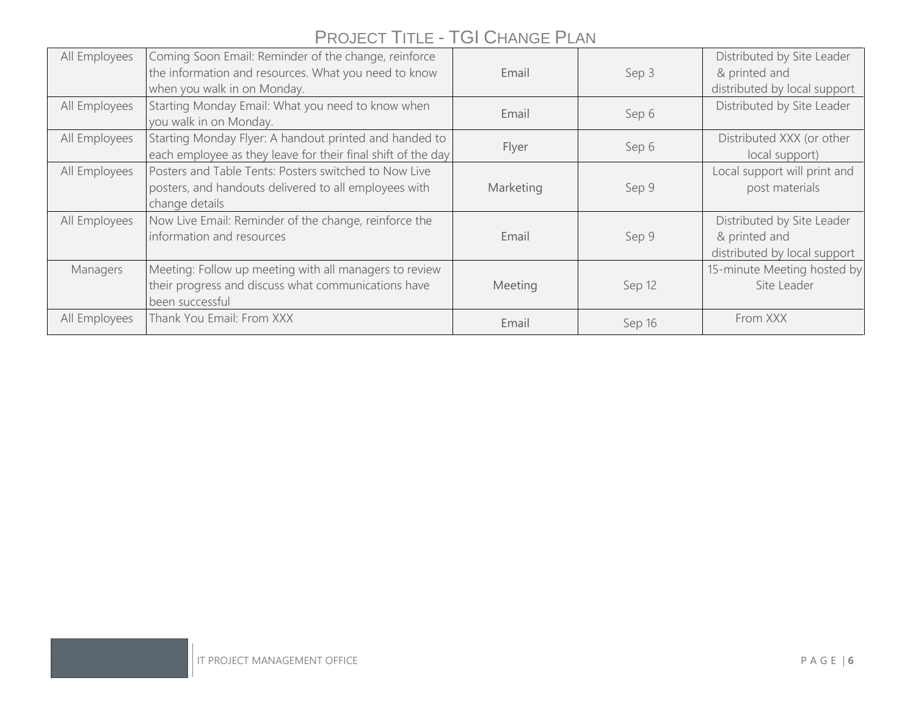| | | | | |
|---|---|---|---|---|
| All Employees | Coming Soon Email: Reminder of the change, reinforce the information and resources. What you need to know when you walk in on Monday. | Email | Sep 3 | Distributed by Site Leader & printed and distributed by local support |
| All Employees | Starting Monday Email: What you need to know when you walk in on Monday. | Email | Sep 6 | Distributed by Site Leader |
| All Employees | Starting Monday Flyer: A handout printed and handed to each employee as they leave for their final shift of the day | Flyer | Sep 6 | Distributed XXX (or other local support) |
| All Employees | Posters and Table Tents: Posters switched to Now Live posters, and handouts delivered to all employees with change details | Marketing | Sep 9 | Local support will print and post materials |
| All Employees | Now Live Email: Reminder of the change, reinforce the information and resources | Email | Sep 9 | Distributed by Site Leader & printed and distributed by local support |
| Managers | Meeting: Follow up meeting with all managers to review their progress and discuss what communications have been successful | Meeting | Sep 12 | 15-minute Meeting hosted by Site Leader |
| All Employees | Thank You Email: From XXX | Email | Sep 16 | From XXX |